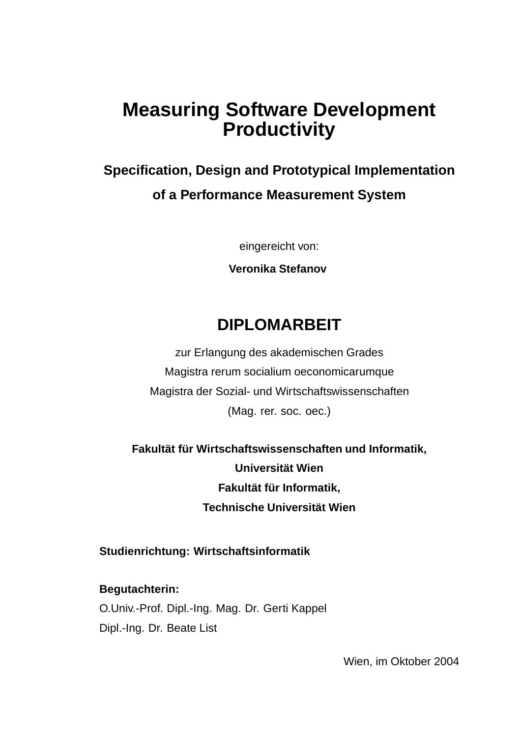# Measuring Software Development Productivity

## Specification, Design and Prototypical Implementation of a Performance Measurement System

eingereicht von:

**Veronika Stefanov**

## DIPLOMARBEIT

zur Erlangung des akademischen Grades

Magistra rerum socialium oeconomicarumque

Magistra der Sozial- und Wirtschaftswissenschaften

(Mag. rer. soc. oec.)

**Fakultät für Wirtschaftswissenschaften und Informatik,**

**Universität Wien**

**Fakultät für Informatik,**

**Technische Universität Wien**

**Studienrichtung: Wirtschaftsinformatik**

**Begutachterin:**

O.Univ.-Prof. Dipl.-Ing. Mag. Dr. Gerti Kappel

Dipl.-Ing. Dr. Beate List

Wien, im Oktober 2004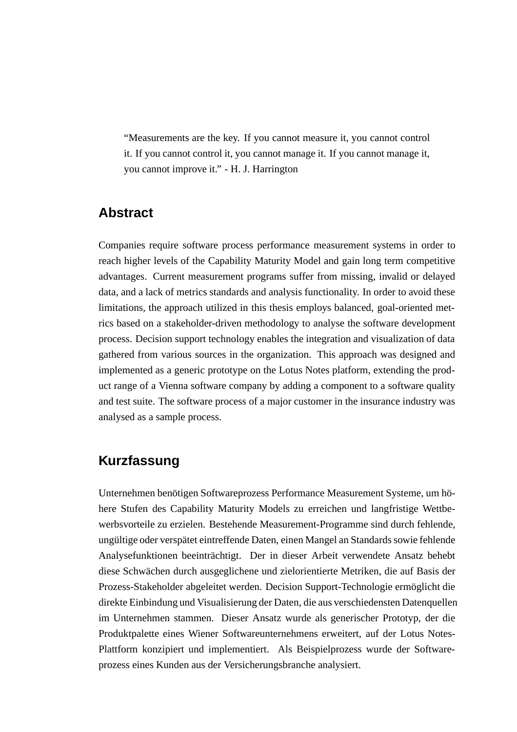> "Measurements are the key. If you cannot measure it, you cannot control it. If you cannot control it, you cannot manage it. If you cannot manage it, you cannot improve it." - H. J. Harrington

## Abstract

Companies require software process performance measurement systems in order to reach higher levels of the Capability Maturity Model and gain long term competitive advantages. Current measurement programs suffer from missing, invalid or delayed data, and a lack of metrics standards and analysis functionality. In order to avoid these limitations, the approach utilized in this thesis employs balanced, goal-oriented metrics based on a stakeholder-driven methodology to analyse the software development process. Decision support technology enables the integration and visualization of data gathered from various sources in the organization. This approach was designed and implemented as a generic prototype on the Lotus Notes platform, extending the product range of a Vienna software company by adding a component to a software quality and test suite. The software process of a major customer in the insurance industry was analysed as a sample process.

## Kurzfassung

Unternehmen benötigen Softwareprozess Performance Measurement Systeme, um höhere Stufen des Capability Maturity Models zu erreichen und langfristige Wettbewerbsvorteile zu erzielen. Bestehende Measurement-Programme sind durch fehlende, ungültige oder verspätet eintreffende Daten, einen Mangel an Standards sowie fehlende Analysefunktionen beeinträchtigt. Der in dieser Arbeit verwendete Ansatz behebt diese Schwächen durch ausgeglichene und zielorientierte Metriken, die auf Basis der Prozess-Stakeholder abgeleitet werden. Decision Support-Technologie ermöglicht die direkte Einbindung und Visualisierung der Daten, die aus verschiedensten Datenquellen im Unternehmen stammen. Dieser Ansatz wurde als generischer Prototyp, der die Produktpalette eines Wiener Softwareunternehmens erweitert, auf der Lotus Notes-Plattform konzipiert und implementiert. Als Beispielprozess wurde der Softwareprozess eines Kunden aus der Versicherungsbranche analysiert.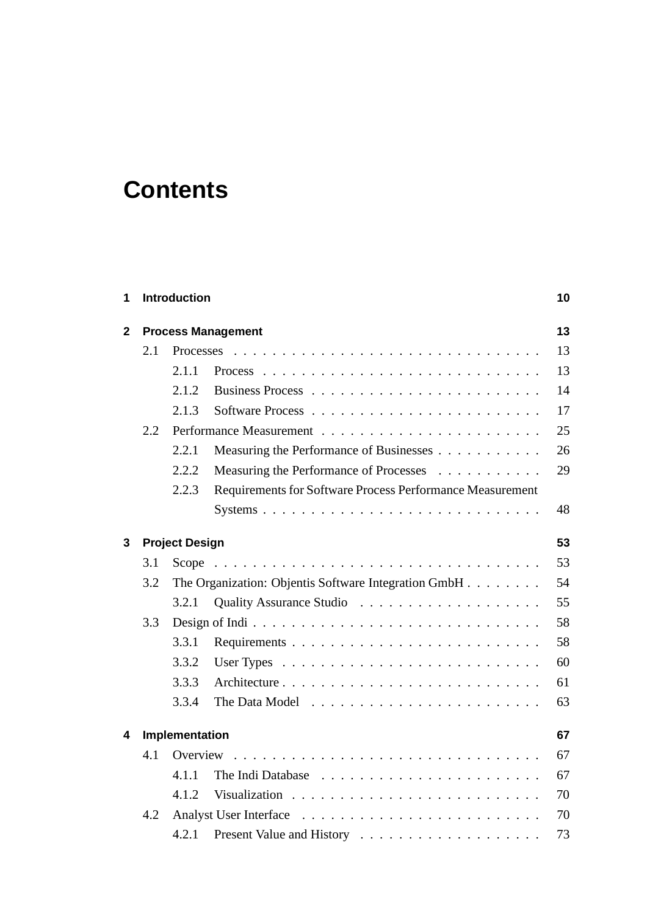# Contents

**1 Introduction** **10**

**2 Process Management** **13**

- 2.1 Processes . . . . . . . . . . . . . . . . . . . . . . . . . . . . . . . 13
  - 2.1.1 Process . . . . . . . . . . . . . . . . . . . . . . . . . . . . 13
  - 2.1.2 Business Process . . . . . . . . . . . . . . . . . . . . . . . 14
  - 2.1.3 Software Process . . . . . . . . . . . . . . . . . . . . . . . 17
- 2.2 Performance Measurement . . . . . . . . . . . . . . . . . . . . . . 25
  - 2.2.1 Measuring the Performance of Businesses . . . . . . . . . . . 26
  - 2.2.2 Measuring the Performance of Processes . . . . . . . . . . . 29
  - 2.2.3 Requirements for Software Process Performance Measurement Systems . . . . . . . . . . . . . . . . . . . . . . . . . . . . 48

**3 Project Design** **53**

- 3.1 Scope . . . . . . . . . . . . . . . . . . . . . . . . . . . . . . . . . 53
- 3.2 The Organization: Objentis Software Integration GmbH . . . . . . . . 54
  - 3.2.1 Quality Assurance Studio . . . . . . . . . . . . . . . . . . . 55
- 3.3 Design of Indi . . . . . . . . . . . . . . . . . . . . . . . . . . . . . 58
  - 3.3.1 Requirements . . . . . . . . . . . . . . . . . . . . . . . . . 58
  - 3.3.2 User Types . . . . . . . . . . . . . . . . . . . . . . . . . . 60
  - 3.3.3 Architecture . . . . . . . . . . . . . . . . . . . . . . . . . . 61
  - 3.3.4 The Data Model . . . . . . . . . . . . . . . . . . . . . . . . 63

**4 Implementation** **67**

- 4.1 Overview . . . . . . . . . . . . . . . . . . . . . . . . . . . . . . . 67
  - 4.1.1 The Indi Database . . . . . . . . . . . . . . . . . . . . . . . 67
  - 4.1.2 Visualization . . . . . . . . . . . . . . . . . . . . . . . . . 70
- 4.2 Analyst User Interface . . . . . . . . . . . . . . . . . . . . . . . . 70
  - 4.2.1 Present Value and History . . . . . . . . . . . . . . . . . . . 73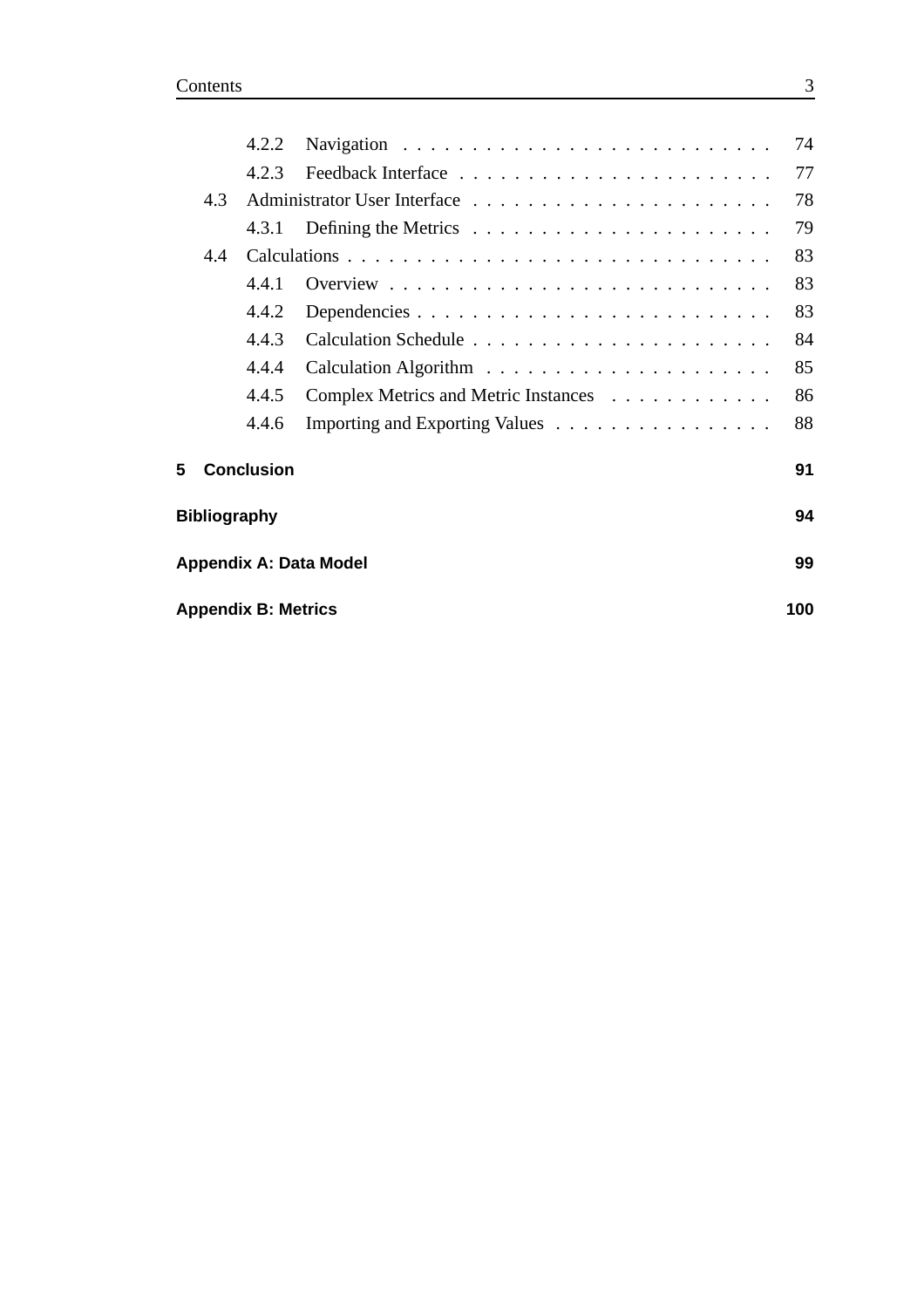- 4.2.2 Navigation . . . 74
- 4.2.3 Feedback Interface . . . 77
- 4.3 Administrator User Interface . . . 78
  - 4.3.1 Defining the Metrics . . . 79
- 4.4 Calculations . . . 83
  - 4.4.1 Overview . . . 83
  - 4.4.2 Dependencies . . . 83
  - 4.4.3 Calculation Schedule . . . 84
  - 4.4.4 Calculation Algorithm . . . 85
  - 4.4.5 Complex Metrics and Metric Instances . . . 86
  - 4.4.6 Importing and Exporting Values . . . 88

**5 Conclusion** **91**

**Bibliography** **94**

**Appendix A: Data Model** **99**

**Appendix B: Metrics** **100**